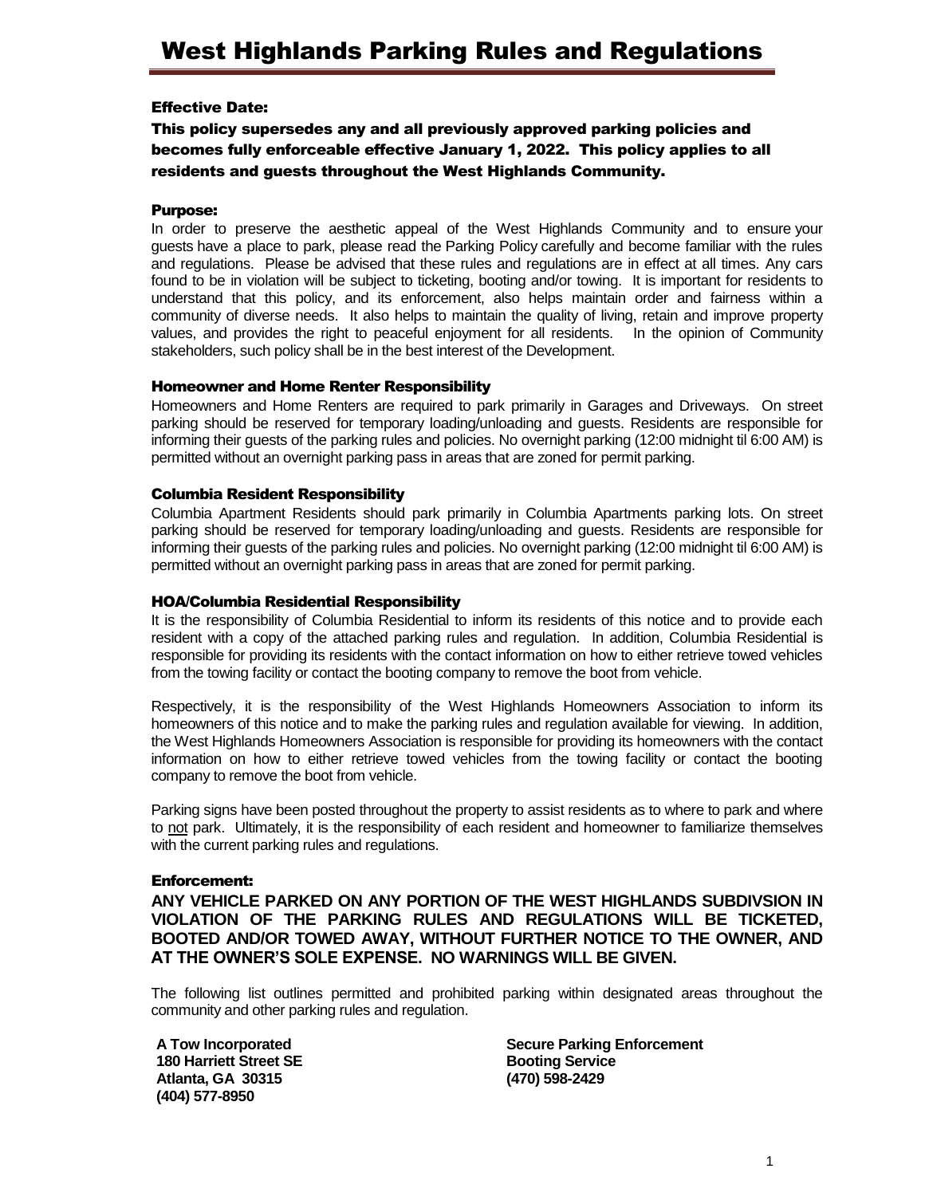# West Highlands Parking Rules and Regulations

### Effective Date:

**This policy supersedes any and all previously approved parking policies and becomes fully enforceable effective January 1, 2022. This policy applies to all residents and guests throughout the West Highlands Community.**

### Purpose:

In order to preserve the aesthetic appeal of the West Highlands Community and to ensure your guests have a place to park, please read the Parking Policy carefully and become familiar with the rules and regulations. Please be advised that these rules and regulations are in effect at all times. Any cars found to be in violation will be subject to ticketing, booting and/or towing. It is important for residents to understand that this policy, and its enforcement, also helps maintain order and fairness within a community of diverse needs. It also helps to maintain the quality of living, retain and improve property values, and provides the right to peaceful enjoyment for all residents. In the opinion of Community stakeholders, such policy shall be in the best interest of the Development.

### Homeowner and Home Renter Responsibility

Homeowners and Home Renters are required to park primarily in Garages and Driveways. On street parking should be reserved for temporary loading/unloading and guests. Residents are responsible for informing their guests of the parking rules and policies. No overnight parking (12:00 midnight til 6:00 AM) is permitted without an overnight parking pass in areas that are zoned for permit parking.

### Columbia Resident Responsibility

Columbia Apartment Residents should park primarily in Columbia Apartments parking lots. On street parking should be reserved for temporary loading/unloading and guests. Residents are responsible for informing their guests of the parking rules and policies. No overnight parking (12:00 midnight til 6:00 AM) is permitted without an overnight parking pass in areas that are zoned for permit parking.

### HOA/Columbia Residential Responsibility

It is the responsibility of Columbia Residential to inform its residents of this notice and to provide each resident with a copy of the attached parking rules and regulation. In addition, Columbia Residential is responsible for providing its residents with the contact information on how to either retrieve towed vehicles from the towing facility or contact the booting company to remove the boot from vehicle.

Respectively, it is the responsibility of the West Highlands Homeowners Association to inform its homeowners of this notice and to make the parking rules and regulation available for viewing. In addition, the West Highlands Homeowners Association is responsible for providing its homeowners with the contact information on how to either retrieve towed vehicles from the towing facility or contact the booting company to remove the boot from vehicle.

Parking signs have been posted throughout the property to assist residents as to where to park and where to not park. Ultimately, it is the responsibility of each resident and homeowner to familiarize themselves with the current parking rules and regulations.

### Enforcement:

**ANY VEHICLE PARKED ON ANY PORTION OF THE WEST HIGHLANDS SUBDIVSION IN VIOLATION OF THE PARKING RULES AND REGULATIONS WILL BE TICKETED, BOOTED AND/OR TOWED AWAY, WITHOUT FURTHER NOTICE TO THE OWNER, AND AT THE OWNER'S SOLE EXPENSE. NO WARNINGS WILL BE GIVEN.**

The following list outlines permitted and prohibited parking within designated areas throughout the community and other parking rules and regulation.

**A Tow Incorporated**
**180 Harriett Street SE**
**Atlanta, GA 30315**
**(404) 577-8950**

**Secure Parking Enforcement**
**Booting Service**
**(470) 598-2429**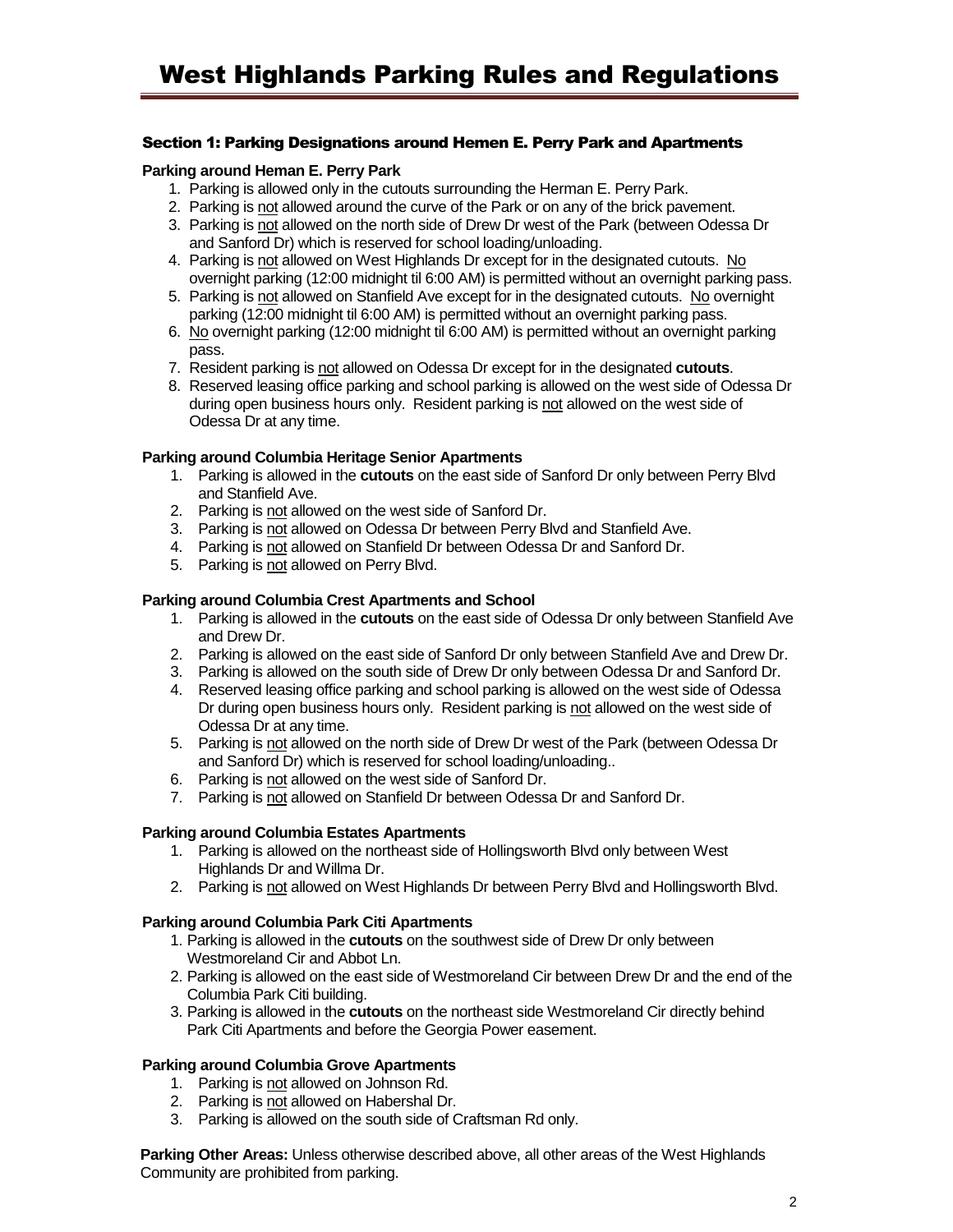# West Highlands Parking Rules and Regulations

## Section 1: Parking Designations around Hemen E. Perry Park and Apartments

**Parking around Heman E. Perry Park**

1. Parking is allowed only in the cutouts surrounding the Herman E. Perry Park.
2. Parking is not allowed around the curve of the Park or on any of the brick pavement.
3. Parking is not allowed on the north side of Drew Dr west of the Park (between Odessa Dr and Sanford Dr) which is reserved for school loading/unloading.
4. Parking is not allowed on West Highlands Dr except for in the designated cutouts. No overnight parking (12:00 midnight til 6:00 AM) is permitted without an overnight parking pass.
5. Parking is not allowed on Stanfield Ave except for in the designated cutouts. No overnight parking (12:00 midnight til 6:00 AM) is permitted without an overnight parking pass.
6. No overnight parking (12:00 midnight til 6:00 AM) is permitted without an overnight parking pass.
7. Resident parking is not allowed on Odessa Dr except for in the designated **cutouts**.
8. Reserved leasing office parking and school parking is allowed on the west side of Odessa Dr during open business hours only. Resident parking is not allowed on the west side of Odessa Dr at any time.

**Parking around Columbia Heritage Senior Apartments**

1. Parking is allowed in the **cutouts** on the east side of Sanford Dr only between Perry Blvd and Stanfield Ave.
2. Parking is not allowed on the west side of Sanford Dr.
3. Parking is not allowed on Odessa Dr between Perry Blvd and Stanfield Ave.
4. Parking is not allowed on Stanfield Dr between Odessa Dr and Sanford Dr.
5. Parking is not allowed on Perry Blvd.

**Parking around Columbia Crest Apartments and School**

1. Parking is allowed in the **cutouts** on the east side of Odessa Dr only between Stanfield Ave and Drew Dr.
2. Parking is allowed on the east side of Sanford Dr only between Stanfield Ave and Drew Dr.
3. Parking is allowed on the south side of Drew Dr only between Odessa Dr and Sanford Dr.
4. Reserved leasing office parking and school parking is allowed on the west side of Odessa Dr during open business hours only. Resident parking is not allowed on the west side of Odessa Dr at any time.
5. Parking is not allowed on the north side of Drew Dr west of the Park (between Odessa Dr and Sanford Dr) which is reserved for school loading/unloading..
6. Parking is not allowed on the west side of Sanford Dr.
7. Parking is not allowed on Stanfield Dr between Odessa Dr and Sanford Dr.

**Parking around Columbia Estates Apartments**

1. Parking is allowed on the northeast side of Hollingsworth Blvd only between West Highlands Dr and Willma Dr.
2. Parking is not allowed on West Highlands Dr between Perry Blvd and Hollingsworth Blvd.

**Parking around Columbia Park Citi Apartments**

1. Parking is allowed in the **cutouts** on the southwest side of Drew Dr only between Westmoreland Cir and Abbot Ln.
2. Parking is allowed on the east side of Westmoreland Cir between Drew Dr and the end of the Columbia Park Citi building.
3. Parking is allowed in the **cutouts** on the northeast side Westmoreland Cir directly behind Park Citi Apartments and before the Georgia Power easement.

**Parking around Columbia Grove Apartments**

1. Parking is not allowed on Johnson Rd.
2. Parking is not allowed on Habershal Dr.
3. Parking is allowed on the south side of Craftsman Rd only.

**Parking Other Areas:** Unless otherwise described above, all other areas of the West Highlands Community are prohibited from parking.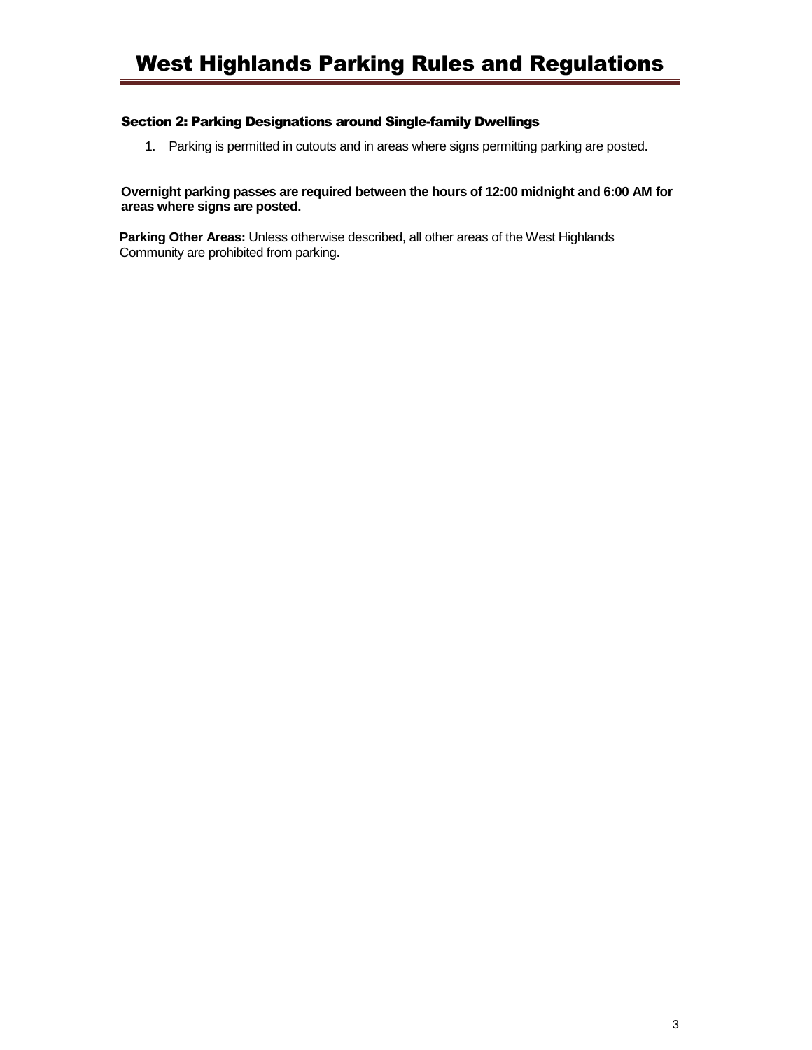# West Highlands Parking Rules and Regulations

### Section 2: Parking Designations around Single-family Dwellings

1. Parking is permitted in cutouts and in areas where signs permitting parking are posted.

**Overnight parking passes are required between the hours of 12:00 midnight and 6:00 AM for areas where signs are posted.**

**Parking Other Areas:** Unless otherwise described, all other areas of the West Highlands Community are prohibited from parking.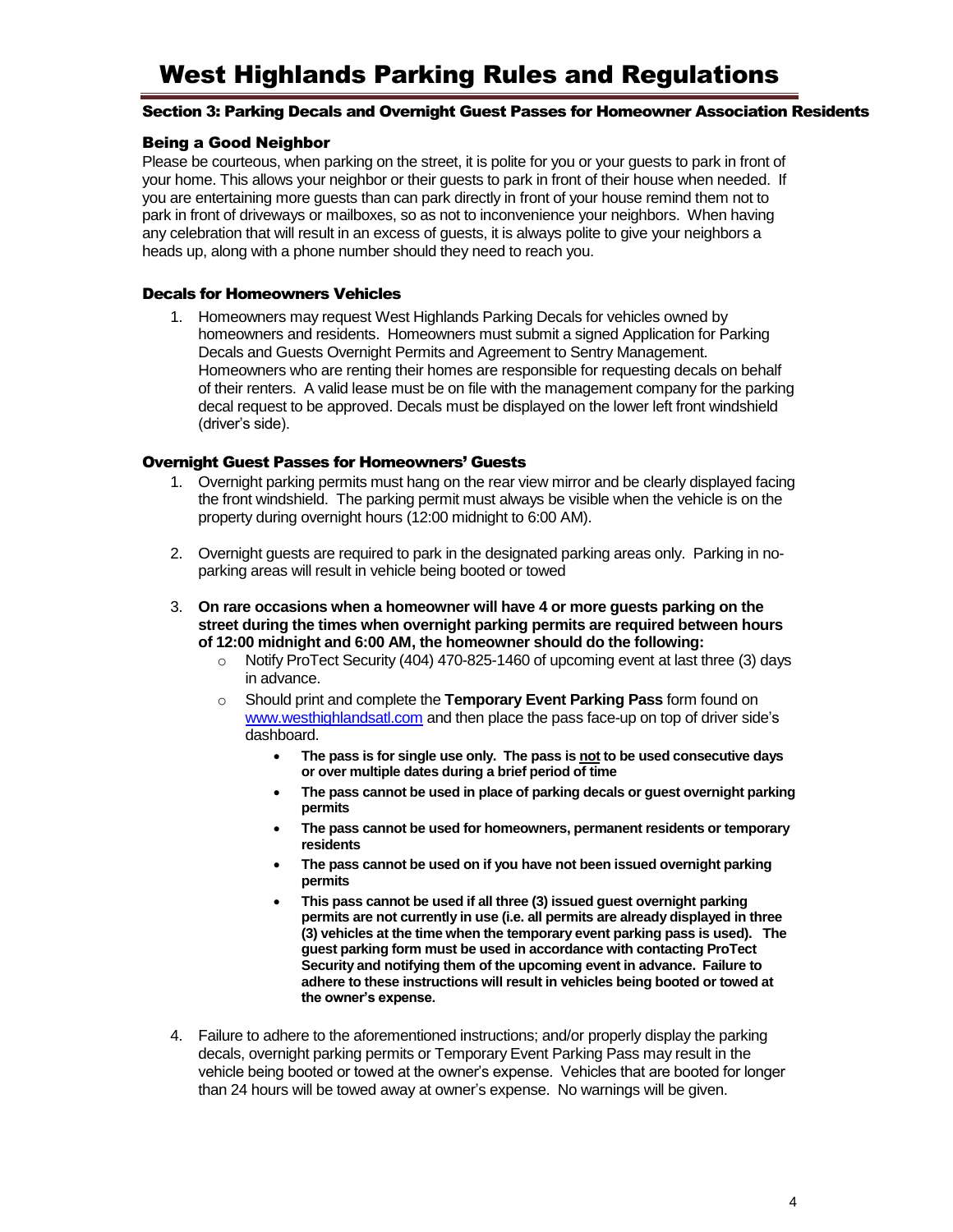# West Highlands Parking Rules and Regulations

## Section 3: Parking Decals and Overnight Guest Passes for Homeowner Association Residents

### Being a Good Neighbor

Please be courteous, when parking on the street, it is polite for you or your guests to park in front of your home. This allows your neighbor or their guests to park in front of their house when needed. If you are entertaining more guests than can park directly in front of your house remind them not to park in front of driveways or mailboxes, so as not to inconvenience your neighbors. When having any celebration that will result in an excess of guests, it is always polite to give your neighbors a heads up, along with a phone number should they need to reach you.

### Decals for Homeowners Vehicles

1. Homeowners may request West Highlands Parking Decals for vehicles owned by homeowners and residents. Homeowners must submit a signed Application for Parking Decals and Guests Overnight Permits and Agreement to Sentry Management. Homeowners who are renting their homes are responsible for requesting decals on behalf of their renters. A valid lease must be on file with the management company for the parking decal request to be approved. Decals must be displayed on the lower left front windshield (driver's side).

### Overnight Guest Passes for Homeowners' Guests

1. Overnight parking permits must hang on the rear view mirror and be clearly displayed facing the front windshield. The parking permit must always be visible when the vehicle is on the property during overnight hours (12:00 midnight to 6:00 AM).

2. Overnight guests are required to park in the designated parking areas only. Parking in no-parking areas will result in vehicle being booted or towed

3. **On rare occasions when a homeowner will have 4 or more guests parking on the street during the times when overnight parking permits are required between hours of 12:00 midnight and 6:00 AM, the homeowner should do the following:**
   - Notify ProTect Security (404) 470-825-1460 of upcoming event at last three (3) days in advance.
   - Should print and complete the **Temporary Event Parking Pass** form found on www.westhighlandsatl.com and then place the pass face-up on top of driver side's dashboard.
     - **The pass is for single use only. The pass is not to be used consecutive days or over multiple dates during a brief period of time**
     - **The pass cannot be used in place of parking decals or guest overnight parking permits**
     - **The pass cannot be used for homeowners, permanent residents or temporary residents**
     - **The pass cannot be used on if you have not been issued overnight parking permits**
     - **This pass cannot be used if all three (3) issued guest overnight parking permits are not currently in use (i.e. all permits are already displayed in three (3) vehicles at the time when the temporary event parking pass is used). The guest parking form must be used in accordance with contacting ProTect Security and notifying them of the upcoming event in advance. Failure to adhere to these instructions will result in vehicles being booted or towed at the owner's expense.**

4. Failure to adhere to the aforementioned instructions; and/or properly display the parking decals, overnight parking permits or Temporary Event Parking Pass may result in the vehicle being booted or towed at the owner's expense. Vehicles that are booted for longer than 24 hours will be towed away at owner's expense. No warnings will be given.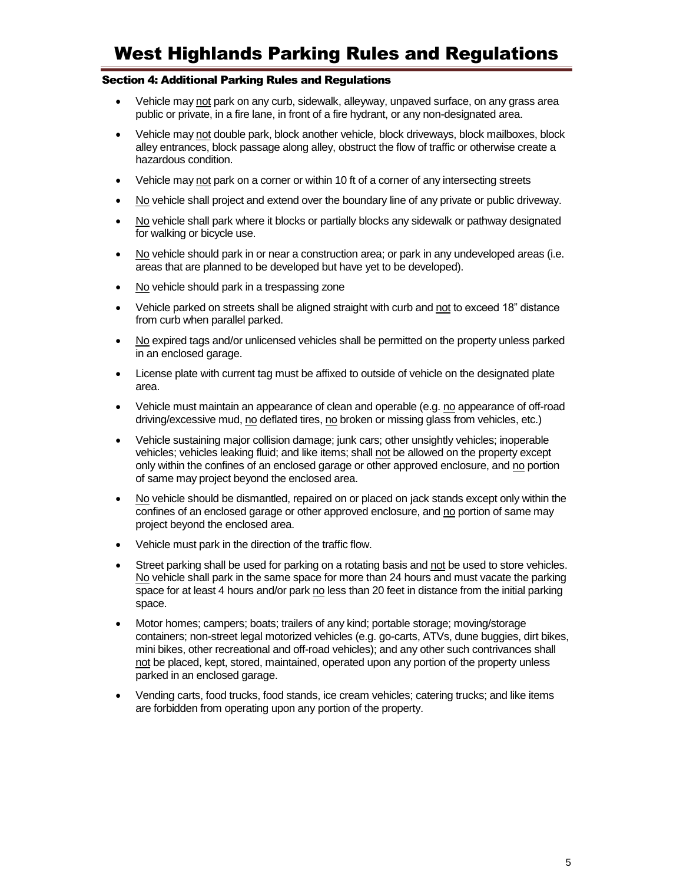# West Highlands Parking Rules and Regulations

## Section 4: Additional Parking Rules and Regulations

- Vehicle may not park on any curb, sidewalk, alleyway, unpaved surface, on any grass area public or private, in a fire lane, in front of a fire hydrant, or any non-designated area.
- Vehicle may not double park, block another vehicle, block driveways, block mailboxes, block alley entrances, block passage along alley, obstruct the flow of traffic or otherwise create a hazardous condition.
- Vehicle may not park on a corner or within 10 ft of a corner of any intersecting streets
- No vehicle shall project and extend over the boundary line of any private or public driveway.
- No vehicle shall park where it blocks or partially blocks any sidewalk or pathway designated for walking or bicycle use.
- No vehicle should park in or near a construction area; or park in any undeveloped areas (i.e. areas that are planned to be developed but have yet to be developed).
- No vehicle should park in a trespassing zone
- Vehicle parked on streets shall be aligned straight with curb and not to exceed 18" distance from curb when parallel parked.
- No expired tags and/or unlicensed vehicles shall be permitted on the property unless parked in an enclosed garage.
- License plate with current tag must be affixed to outside of vehicle on the designated plate area.
- Vehicle must maintain an appearance of clean and operable (e.g. no appearance of off-road driving/excessive mud, no deflated tires, no broken or missing glass from vehicles, etc.)
- Vehicle sustaining major collision damage; junk cars; other unsightly vehicles; inoperable vehicles; vehicles leaking fluid; and like items; shall not be allowed on the property except only within the confines of an enclosed garage or other approved enclosure, and no portion of same may project beyond the enclosed area.
- No vehicle should be dismantled, repaired on or placed on jack stands except only within the confines of an enclosed garage or other approved enclosure, and no portion of same may project beyond the enclosed area.
- Vehicle must park in the direction of the traffic flow.
- Street parking shall be used for parking on a rotating basis and not be used to store vehicles. No vehicle shall park in the same space for more than 24 hours and must vacate the parking space for at least 4 hours and/or park no less than 20 feet in distance from the initial parking space.
- Motor homes; campers; boats; trailers of any kind; portable storage; moving/storage containers; non-street legal motorized vehicles (e.g. go-carts, ATVs, dune buggies, dirt bikes, mini bikes, other recreational and off-road vehicles); and any other such contrivances shall not be placed, kept, stored, maintained, operated upon any portion of the property unless parked in an enclosed garage.
- Vending carts, food trucks, food stands, ice cream vehicles; catering trucks; and like items are forbidden from operating upon any portion of the property.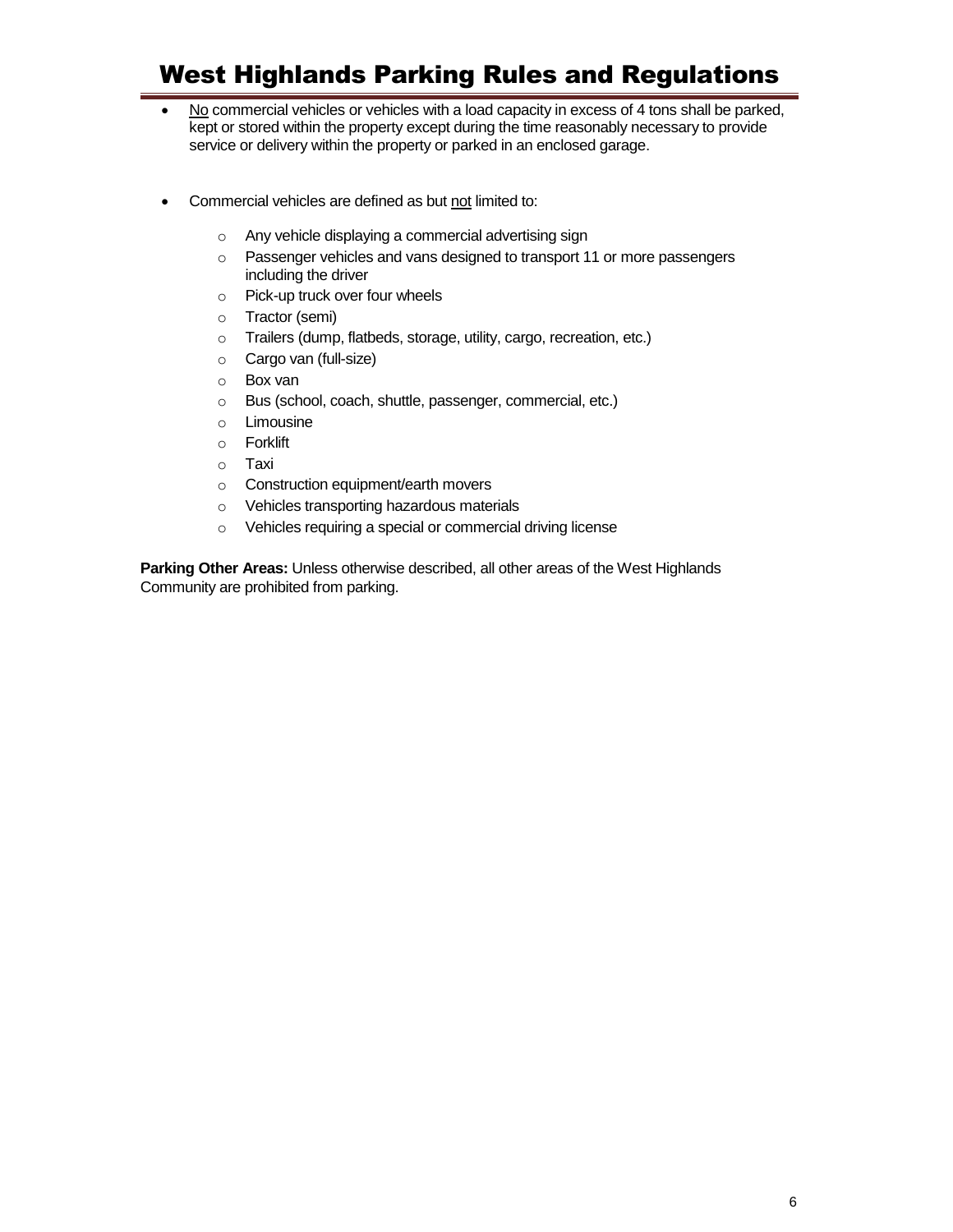# West Highlands Parking Rules and Regulations

- No commercial vehicles or vehicles with a load capacity in excess of 4 tons shall be parked, kept or stored within the property except during the time reasonably necessary to provide service or delivery within the property or parked in an enclosed garage.

- Commercial vehicles are defined as but not limited to:
  - Any vehicle displaying a commercial advertising sign
  - Passenger vehicles and vans designed to transport 11 or more passengers including the driver
  - Pick-up truck over four wheels
  - Tractor (semi)
  - Trailers (dump, flatbeds, storage, utility, cargo, recreation, etc.)
  - Cargo van (full-size)
  - Box van
  - Bus (school, coach, shuttle, passenger, commercial, etc.)
  - Limousine
  - Forklift
  - Taxi
  - Construction equipment/earth movers
  - Vehicles transporting hazardous materials
  - Vehicles requiring a special or commercial driving license

**Parking Other Areas:** Unless otherwise described, all other areas of the West Highlands Community are prohibited from parking.